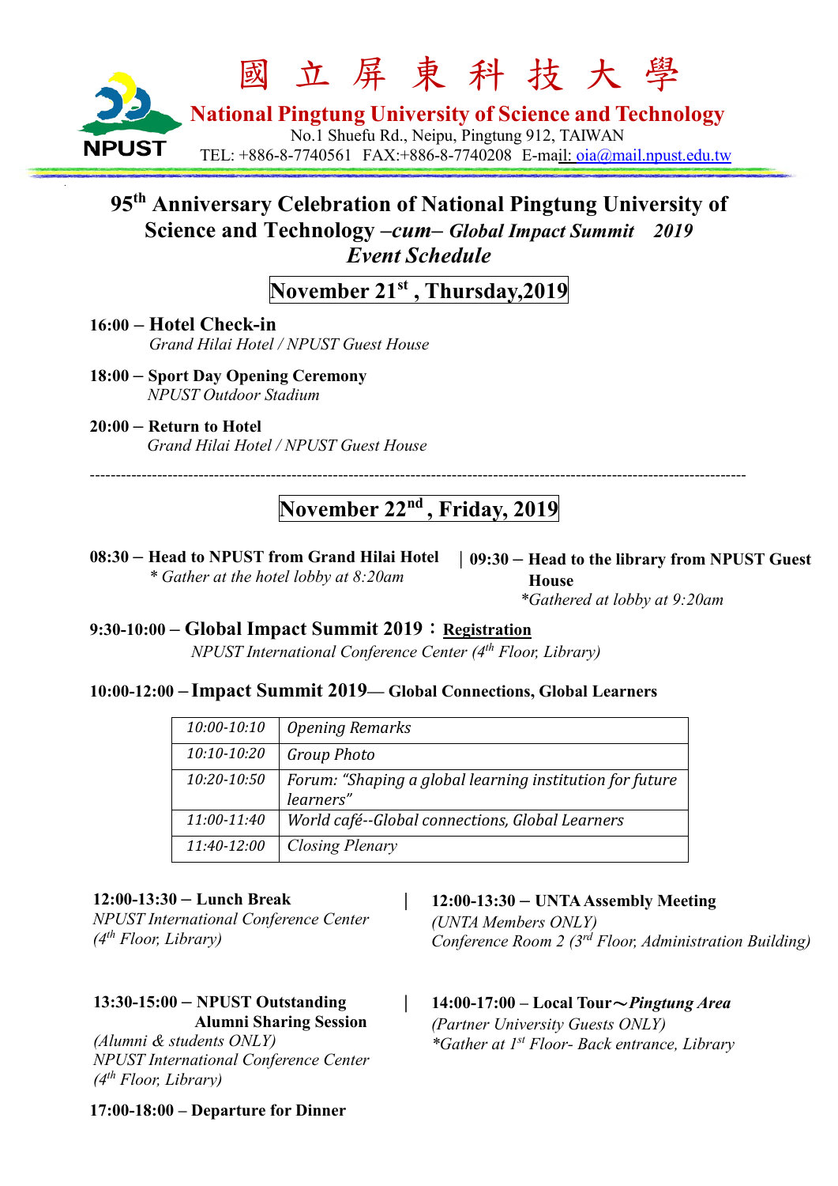# 國 立 屏 東 科 技 大 學

**National Pingtung University of Science and Technology**

No.1 Shuefu Rd., Neipu, Pingtung 912, TAIWAN
TEL: +886-8-7740561 FAX:+886-8-7740208 E-mail: oia@mail.npust.edu.tw

## 95th Anniversary Celebration of National Pingtung University of Science and Technology *–cum– Global Impact Summit 2019*
## *Event Schedule*

### November 21st , Thursday,2019

**16:00 – Hotel Check-in**
*Grand Hilai Hotel / NPUST Guest House*

**18:00 – Sport Day Opening Ceremony**
*NPUST Outdoor Stadium*

**20:00 – Return to Hotel**
*Grand Hilai Hotel / NPUST Guest House*

---

### November 22nd , Friday, 2019

**08:30 – Head to NPUST from Grand Hilai Hotel**
*\* Gather at the hotel lobby at 8:20am*

**09:30 – Head to the library from NPUST Guest House**
*\*Gathered at lobby at 9:20am*

**9:30-10:00 – Global Impact Summit 2019：Registration**
*NPUST International Conference Center (4th Floor, Library)*

**10:00-12:00 – Impact Summit 2019— Global Connections, Global Learners**

| | |
|---|---|
| *10:00-10:10* | *Opening Remarks* |
| *10:10-10:20* | *Group Photo* |
| *10:20-10:50* | *Forum: "Shaping a global learning institution for future learners"* |
| *11:00-11:40* | *World café--Global connections, Global Learners* |
| *11:40-12:00* | *Closing Plenary* |

**12:00-13:30 – Lunch Break**
*NPUST International Conference Center (4th Floor, Library)*

**12:00-13:30 – UNTA Assembly Meeting**
*(UNTA Members ONLY)*
*Conference Room 2 (3rd Floor, Administration Building)*

**13:30-15:00 – NPUST Outstanding Alumni Sharing Session**
*(Alumni & students ONLY)*
*NPUST International Conference Center (4th Floor, Library)*

**14:00-17:00 – Local Tour～*Pingtung Area***
*(Partner University Guests ONLY)*
*\*Gather at 1st Floor- Back entrance, Library*

**17:00-18:00 – Departure for Dinner**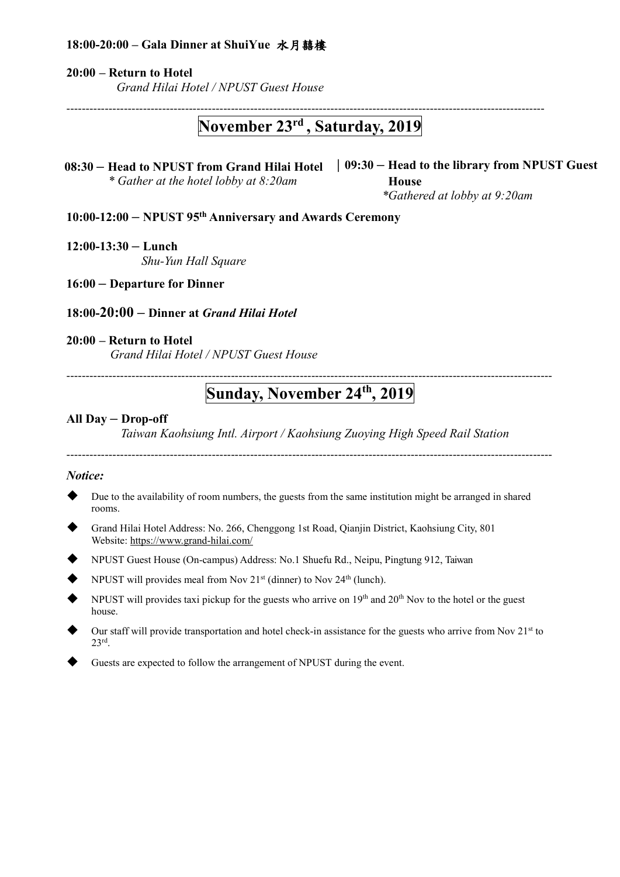**18:00-20:00 – Gala Dinner at ShuiYue 水月囍樓**

**20:00 – Return to Hotel**

*Grand Hilai Hotel / NPUST Guest House*

---

## November 23rd , Saturday, 2019

**08:30 – Head to NPUST from Grand Hilai Hotel**

* *Gather at the hotel lobby at 8:20am*

**| 09:30 – Head to the library from NPUST Guest House**

*Gathered at lobby at 9:20am*

**10:00-12:00 – NPUST 95th Anniversary and Awards Ceremony**

**12:00-13:30 – Lunch**

*Shu-Yun Hall Square*

**16:00 – Departure for Dinner**

**18:00-20:00 – Dinner at *Grand Hilai Hotel***

**20:00 – Return to Hotel**

*Grand Hilai Hotel / NPUST Guest House*

---

## Sunday, November 24th, 2019

**All Day – Drop-off**

*Taiwan Kaohsiung Intl. Airport / Kaohsiung Zuoying High Speed Rail Station*

---

***Notice:***

- Due to the availability of room numbers, the guests from the same institution might be arranged in shared rooms.
- Grand Hilai Hotel Address: No. 266, Chenggong 1st Road, Qianjin District, Kaohsiung City, 801 Website: https://www.grand-hilai.com/
- NPUST Guest House (On-campus) Address: No.1 Shuefu Rd., Neipu, Pingtung 912, Taiwan
- NPUST will provides meal from Nov 21st (dinner) to Nov 24th (lunch).
- NPUST will provides taxi pickup for the guests who arrive on 19th and 20th Nov to the hotel or the guest house.
- Our staff will provide transportation and hotel check-in assistance for the guests who arrive from Nov 21st to 23rd.
- Guests are expected to follow the arrangement of NPUST during the event.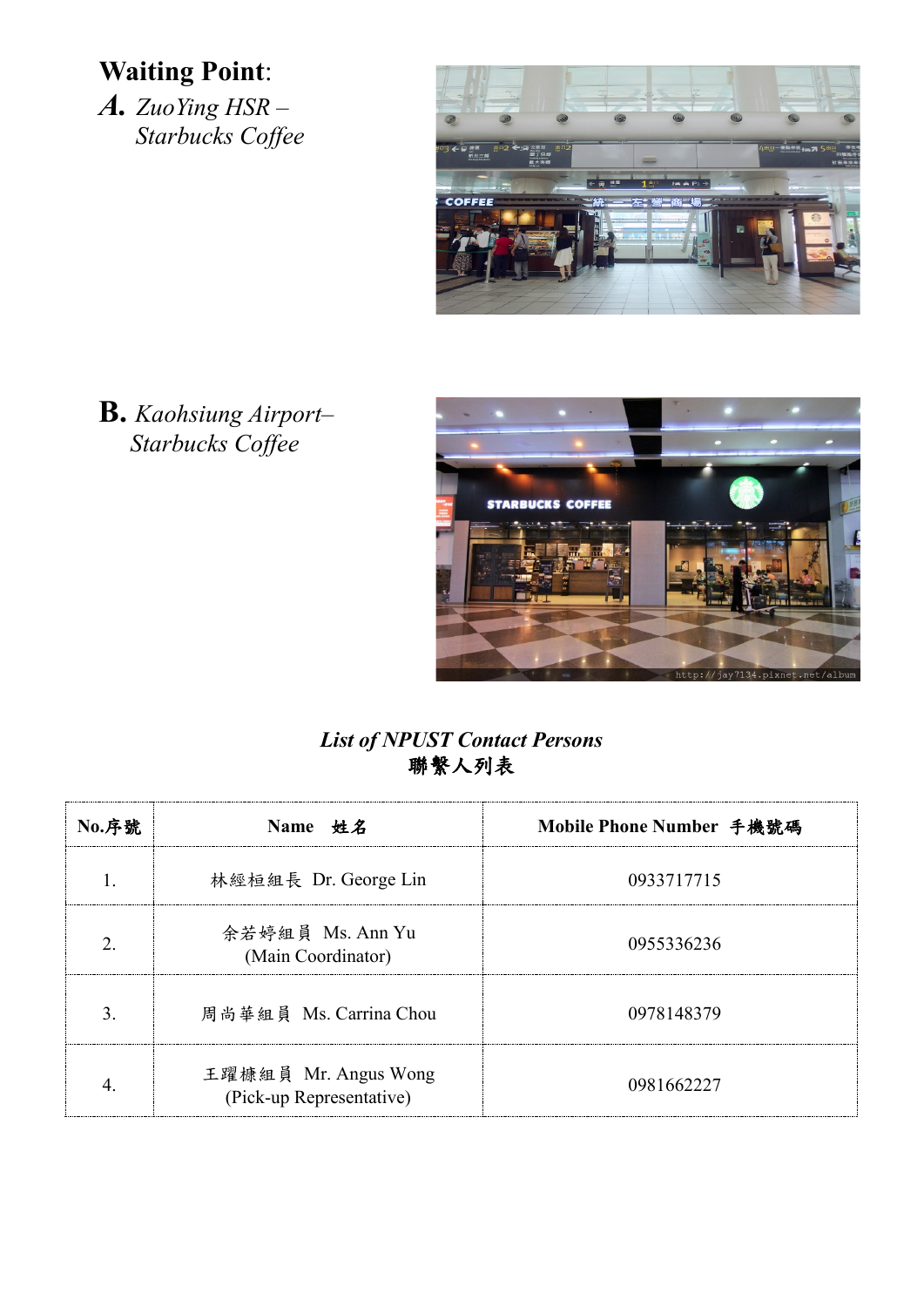**Waiting Point**:

***A.*** *ZuoYing HSR – Starbucks Coffee*

**B.** *Kaohsiung Airport– Starbucks Coffee*

***List of NPUST Contact Persons***

**聯繫人列表**

| No.序號 | Name 姓名 | Mobile Phone Number 手機號碼 |
|---|---|---|
| 1. | 林經桓組長 Dr. George Lin | 0933717715 |
| 2. | 余若婷組員 Ms. Ann Yu (Main Coordinator) | 0955336236 |
| 3. | 周尚華組員 Ms. Carrina Chou | 0978148379 |
| 4. | 王躍槺組員 Mr. Angus Wong (Pick-up Representative) | 0981662227 |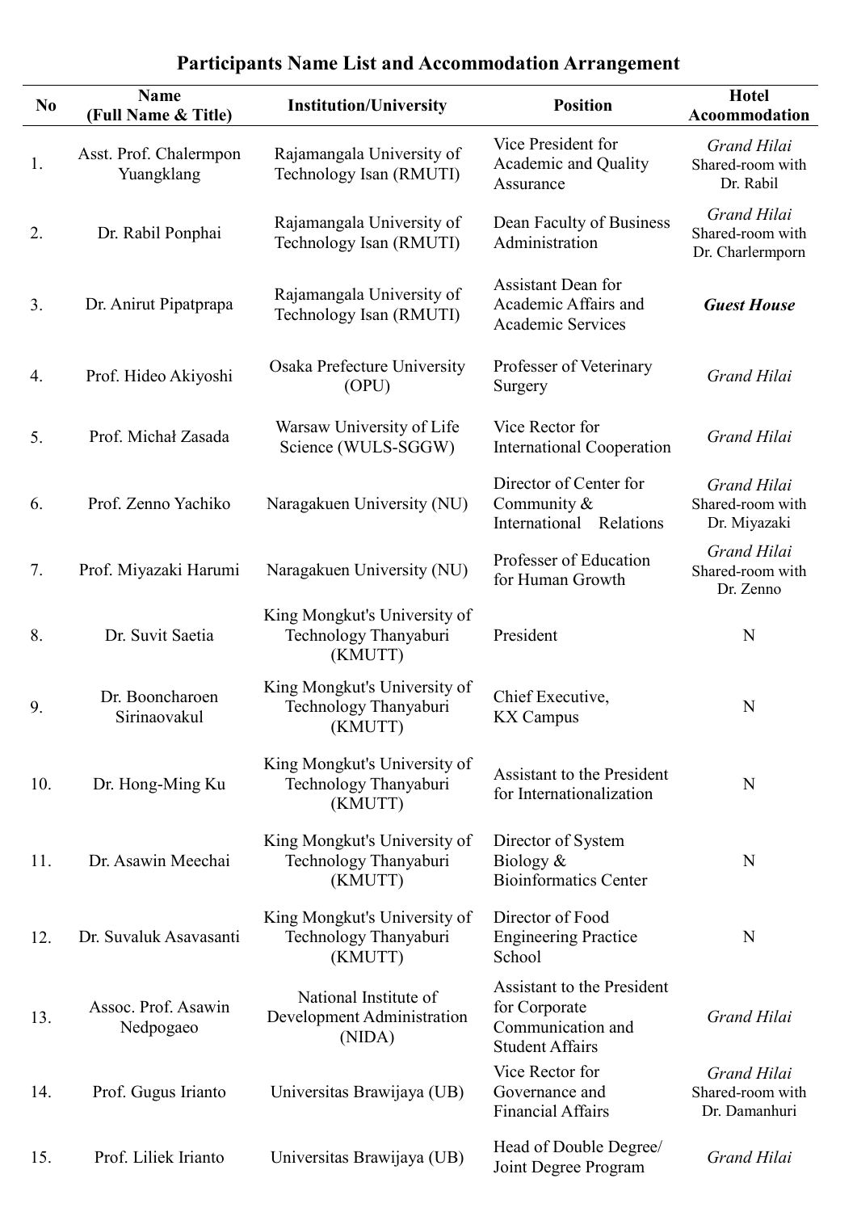# Participants Name List and Accommodation Arrangement

| No | Name (Full Name & Title) | Institution/University | Position | Hotel Acoommodation |
|---|---|---|---|---|
| 1. | Asst. Prof. Chalermpon Yuangklang | Rajamangala University of Technology Isan (RMUTI) | Vice President for Academic and Quality Assurance | *Grand Hilai* Shared-room with Dr. Rabil |
| 2. | Dr. Rabil Ponphai | Rajamangala University of Technology Isan (RMUTI) | Dean Faculty of Business Administration | *Grand Hilai* Shared-room with Dr. Charlermporn |
| 3. | Dr. Anirut Pipatprapa | Rajamangala University of Technology Isan (RMUTI) | Assistant Dean for Academic Affairs and Academic Services | ***Guest House*** |
| 4. | Prof. Hideo Akiyoshi | Osaka Prefecture University (OPU) | Professer of Veterinary Surgery | *Grand Hilai* |
| 5. | Prof. Michał Zasada | Warsaw University of Life Science (WULS-SGGW) | Vice Rector for International Cooperation | *Grand Hilai* |
| 6. | Prof. Zenno Yachiko | Naragakuen University (NU) | Director of Center for Community & International Relations | *Grand Hilai* Shared-room with Dr. Miyazaki |
| 7. | Prof. Miyazaki Harumi | Naragakuen University (NU) | Professer of Education for Human Growth | *Grand Hilai* Shared-room with Dr. Zenno |
| 8. | Dr. Suvit Saetia | King Mongkut's University of Technology Thanyaburi (KMUTT) | President | N |
| 9. | Dr. Booncharoen Sirinaovakul | King Mongkut's University of Technology Thanyaburi (KMUTT) | Chief Executive, KX Campus | N |
| 10. | Dr. Hong-Ming Ku | King Mongkut's University of Technology Thanyaburi (KMUTT) | Assistant to the President for Internationalization | N |
| 11. | Dr. Asawin Meechai | King Mongkut's University of Technology Thanyaburi (KMUTT) | Director of System Biology & Bioinformatics Center | N |
| 12. | Dr. Suvaluk Asavasanti | King Mongkut's University of Technology Thanyaburi (KMUTT) | Director of Food Engineering Practice School | N |
| 13. | Assoc. Prof. Asawin Nedpogaeo | National Institute of Development Administration (NIDA) | Assistant to the President for Corporate Communication and Student Affairs | *Grand Hilai* |
| 14. | Prof. Gugus Irianto | Universitas Brawijaya (UB) | Vice Rector for Governance and Financial Affairs | *Grand Hilai* Shared-room with Dr. Damanhuri |
| 15. | Prof. Liliek Irianto | Universitas Brawijaya (UB) | Head of Double Degree/ Joint Degree Program | *Grand Hilai* |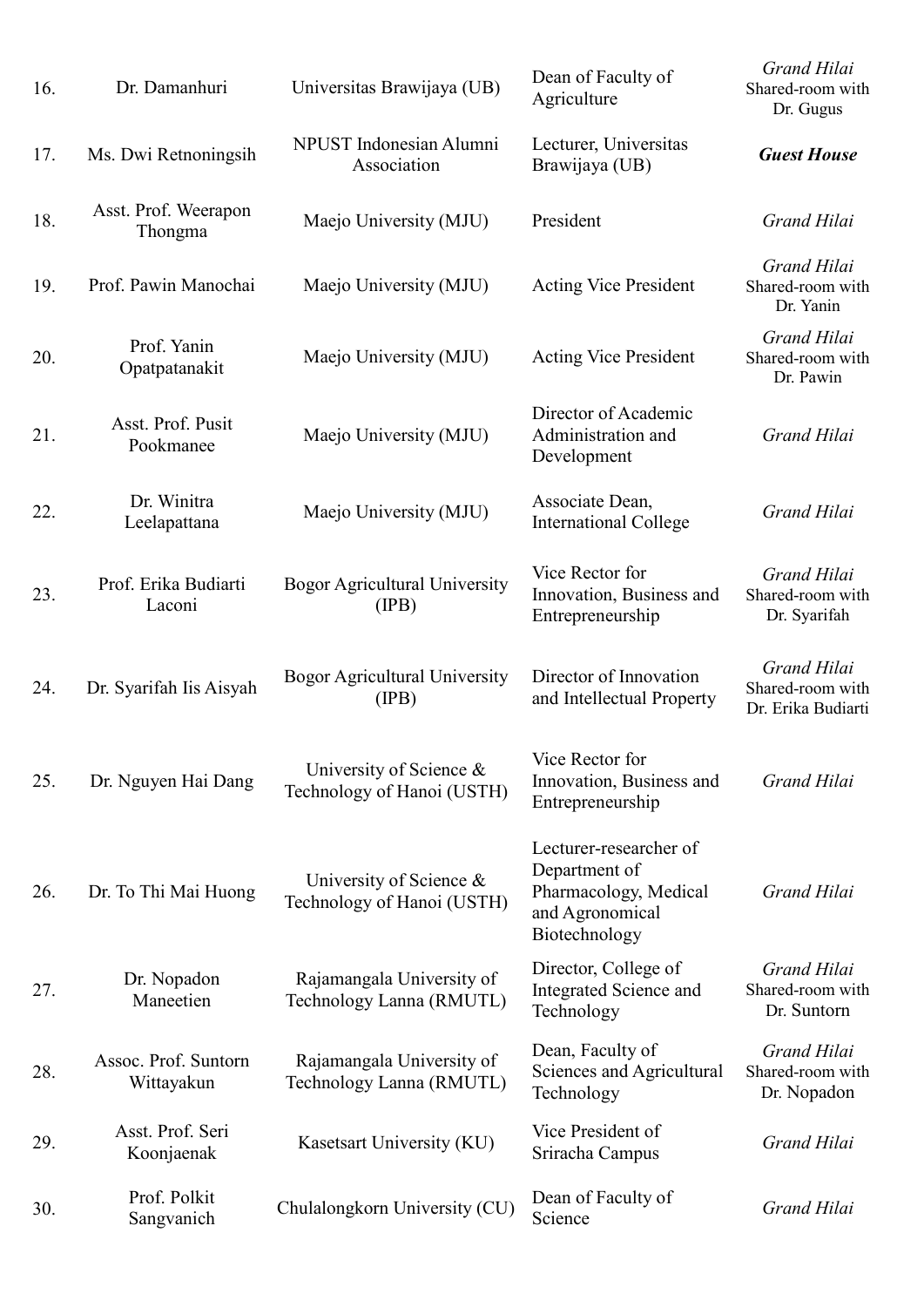| | | | | |
|---|---|---|---|---|
| 16. | Dr. Damanhuri | Universitas Brawijaya (UB) | Dean of Faculty of Agriculture | *Grand Hilai* Shared-room with Dr. Gugus |
| 17. | Ms. Dwi Retnoningsih | NPUST Indonesian Alumni Association | Lecturer, Universitas Brawijaya (UB) | ***Guest House*** |
| 18. | Asst. Prof. Weerapon Thongma | Maejo University (MJU) | President | *Grand Hilai* |
| 19. | Prof. Pawin Manochai | Maejo University (MJU) | Acting Vice President | *Grand Hilai* Shared-room with Dr. Yanin |
| 20. | Prof. Yanin Opatpatanakit | Maejo University (MJU) | Acting Vice President | *Grand Hilai* Shared-room with Dr. Pawin |
| 21. | Asst. Prof. Pusit Pookmanee | Maejo University (MJU) | Director of Academic Administration and Development | *Grand Hilai* |
| 22. | Dr. Winitra Leelapattana | Maejo University (MJU) | Associate Dean, International College | *Grand Hilai* |
| 23. | Prof. Erika Budiarti Laconi | Bogor Agricultural University (IPB) | Vice Rector for Innovation, Business and Entrepreneurship | *Grand Hilai* Shared-room with Dr. Syarifah |
| 24. | Dr. Syarifah Iis Aisyah | Bogor Agricultural University (IPB) | Director of Innovation and Intellectual Property | *Grand Hilai* Shared-room with Dr. Erika Budiarti |
| 25. | Dr. Nguyen Hai Dang | University of Science & Technology of Hanoi (USTH) | Vice Rector for Innovation, Business and Entrepreneurship | *Grand Hilai* |
| 26. | Dr. To Thi Mai Huong | University of Science & Technology of Hanoi (USTH) | Lecturer-researcher of Department of Pharmacology, Medical and Agronomical Biotechnology | *Grand Hilai* |
| 27. | Dr. Nopadon Maneetien | Rajamangala University of Technology Lanna (RMUTL) | Director, College of Integrated Science and Technology | *Grand Hilai* Shared-room with Dr. Suntorn |
| 28. | Assoc. Prof. Suntorn Wittayakun | Rajamangala University of Technology Lanna (RMUTL) | Dean, Faculty of Sciences and Agricultural Technology | *Grand Hilai* Shared-room with Dr. Nopadon |
| 29. | Asst. Prof. Seri Koonjaenak | Kasetsart University (KU) | Vice President of Sriracha Campus | *Grand Hilai* |
| 30. | Prof. Polkit Sangvanich | Chulalongkorn University (CU) | Dean of Faculty of Science | *Grand Hilai* |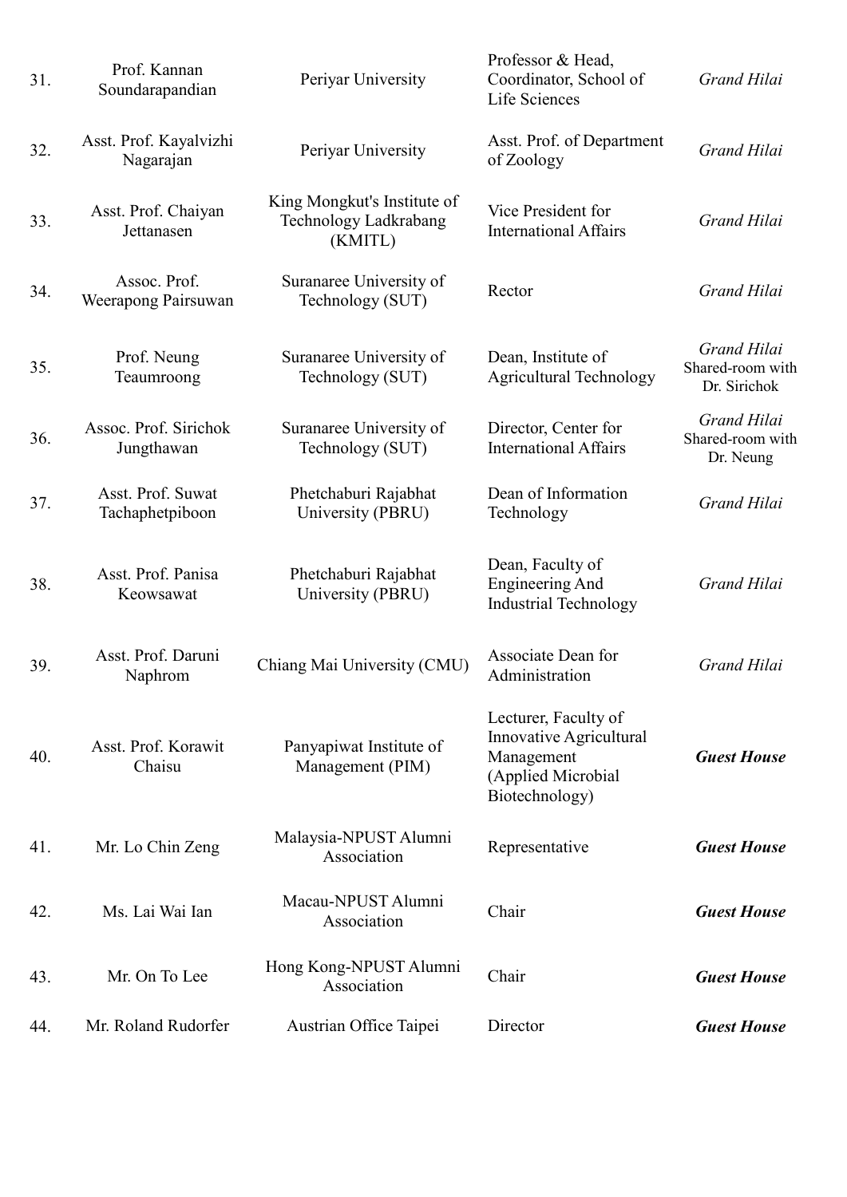| | | | | |
|---|---|---|---|---|
| 31. | Prof. Kannan Soundarapandian | Periyar University | Professor & Head, Coordinator, School of Life Sciences | *Grand Hilai* |
| 32. | Asst. Prof. Kayalvizhi Nagarajan | Periyar University | Asst. Prof. of Department of Zoology | *Grand Hilai* |
| 33. | Asst. Prof. Chaiyan Jettanasen | King Mongkut's Institute of Technology Ladkrabang (KMITL) | Vice President for International Affairs | *Grand Hilai* |
| 34. | Assoc. Prof. Weerapong Pairsuwan | Suranaree University of Technology (SUT) | Rector | *Grand Hilai* |
| 35. | Prof. Neung Teaumroong | Suranaree University of Technology (SUT) | Dean, Institute of Agricultural Technology | *Grand Hilai* Shared-room with Dr. Sirichok |
| 36. | Assoc. Prof. Sirichok Jungthawan | Suranaree University of Technology (SUT) | Director, Center for International Affairs | *Grand Hilai* Shared-room with Dr. Neung |
| 37. | Asst. Prof. Suwat Tachaphetpiboon | Phetchaburi Rajabhat University (PBRU) | Dean of Information Technology | *Grand Hilai* |
| 38. | Asst. Prof. Panisa Keowsawat | Phetchaburi Rajabhat University (PBRU) | Dean, Faculty of Engineering And Industrial Technology | *Grand Hilai* |
| 39. | Asst. Prof. Daruni Naphrom | Chiang Mai University (CMU) | Associate Dean for Administration | *Grand Hilai* |
| 40. | Asst. Prof. Korawit Chaisu | Panyapiwat Institute of Management (PIM) | Lecturer, Faculty of Innovative Agricultural Management (Applied Microbial Biotechnology) | ***Guest House*** |
| 41. | Mr. Lo Chin Zeng | Malaysia-NPUST Alumni Association | Representative | ***Guest House*** |
| 42. | Ms. Lai Wai Ian | Macau-NPUST Alumni Association | Chair | ***Guest House*** |
| 43. | Mr. On To Lee | Hong Kong-NPUST Alumni Association | Chair | ***Guest House*** |
| 44. | Mr. Roland Rudorfer | Austrian Office Taipei | Director | ***Guest House*** |